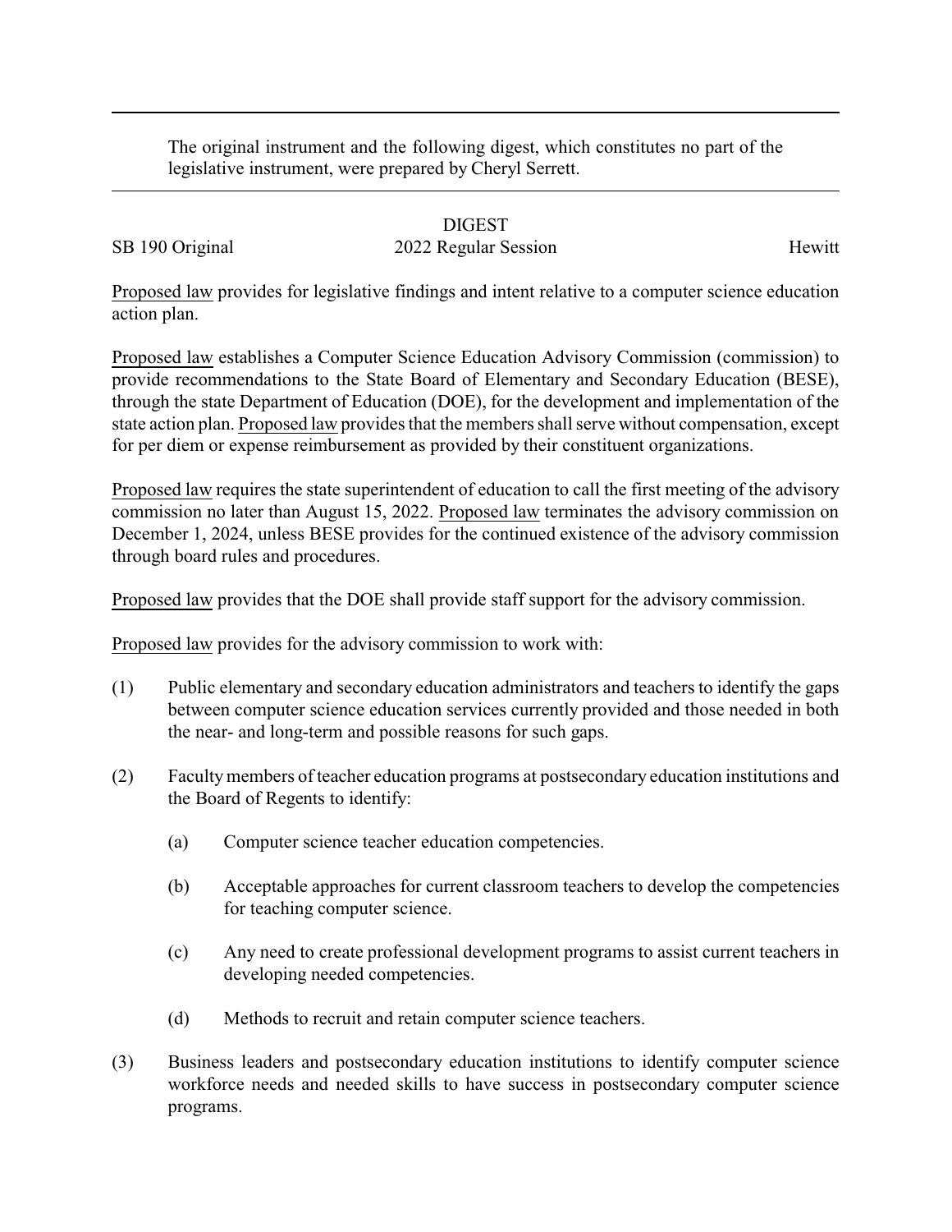The original instrument and the following digest, which constitutes no part of the legislative instrument, were prepared by Cheryl Serrett.

DIGEST

SB 190 Original 2022 Regular Session Hewitt

Proposed law provides for legislative findings and intent relative to a computer science education action plan.

Proposed law establishes a Computer Science Education Advisory Commission (commission) to provide recommendations to the State Board of Elementary and Secondary Education (BESE), through the state Department of Education (DOE), for the development and implementation of the state action plan. Proposed law provides that the members shall serve without compensation, except for per diem or expense reimbursement as provided by their constituent organizations.

Proposed law requires the state superintendent of education to call the first meeting of the advisory commission no later than August 15, 2022. Proposed law terminates the advisory commission on December 1, 2024, unless BESE provides for the continued existence of the advisory commission through board rules and procedures.

Proposed law provides that the DOE shall provide staff support for the advisory commission.

Proposed law provides for the advisory commission to work with:

(1) Public elementary and secondary education administrators and teachers to identify the gaps between computer science education services currently provided and those needed in both the near- and long-term and possible reasons for such gaps.

(2) Faculty members of teacher education programs at postsecondary education institutions and the Board of Regents to identify:

   (a) Computer science teacher education competencies.

   (b) Acceptable approaches for current classroom teachers to develop the competencies for teaching computer science.

   (c) Any need to create professional development programs to assist current teachers in developing needed competencies.

   (d) Methods to recruit and retain computer science teachers.

(3) Business leaders and postsecondary education institutions to identify computer science workforce needs and needed skills to have success in postsecondary computer science programs.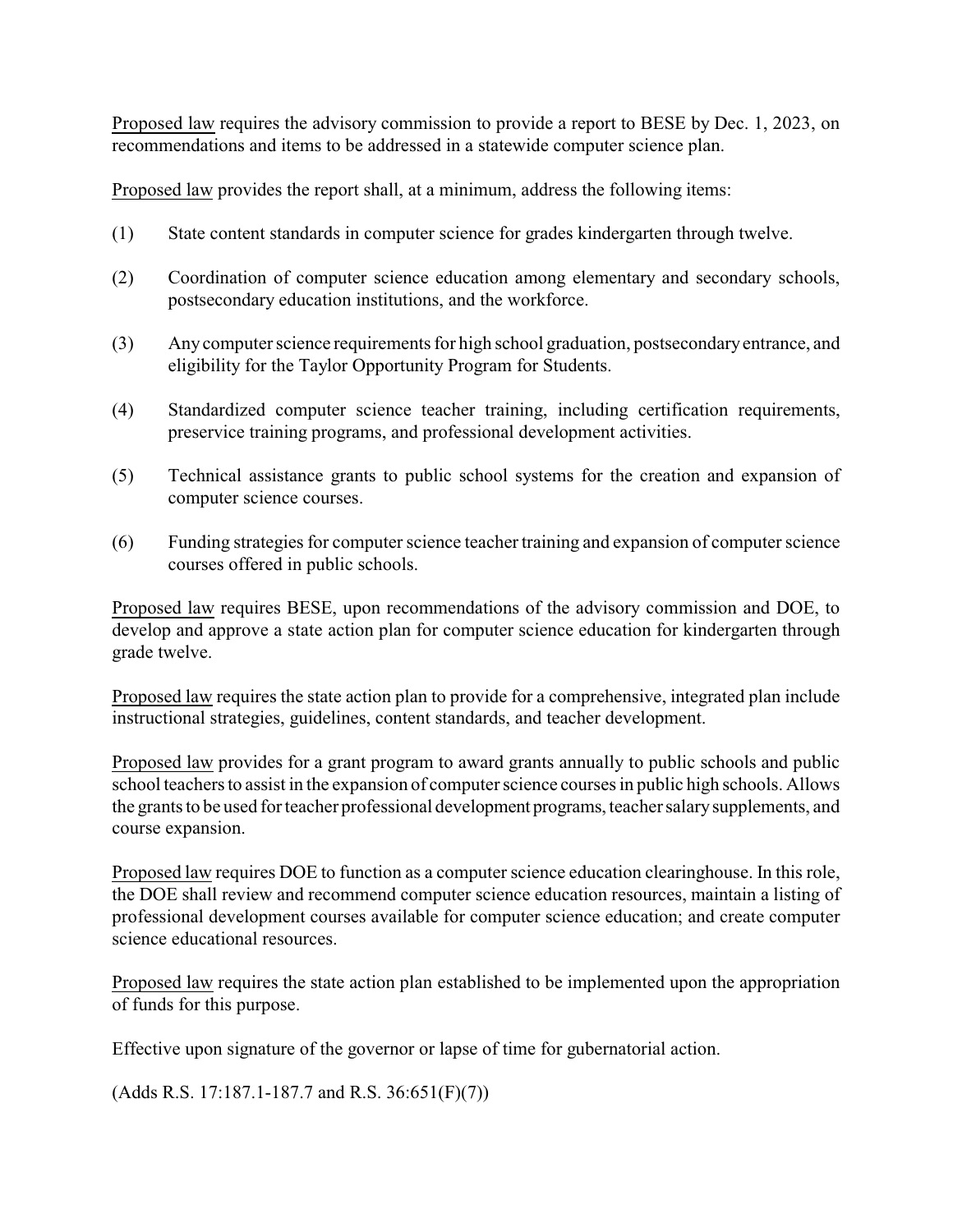Proposed law requires the advisory commission to provide a report to BESE by Dec. 1, 2023, on recommendations and items to be addressed in a statewide computer science plan.

Proposed law provides the report shall, at a minimum, address the following items:

(1) State content standards in computer science for grades kindergarten through twelve.

(2) Coordination of computer science education among elementary and secondary schools, postsecondary education institutions, and the workforce.

(3) Any computer science requirements for high school graduation, postsecondary entrance, and eligibility for the Taylor Opportunity Program for Students.

(4) Standardized computer science teacher training, including certification requirements, preservice training programs, and professional development activities.

(5) Technical assistance grants to public school systems for the creation and expansion of computer science courses.

(6) Funding strategies for computer science teacher training and expansion of computer science courses offered in public schools.

Proposed law requires BESE, upon recommendations of the advisory commission and DOE, to develop and approve a state action plan for computer science education for kindergarten through grade twelve.

Proposed law requires the state action plan to provide for a comprehensive, integrated plan include instructional strategies, guidelines, content standards, and teacher development.

Proposed law provides for a grant program to award grants annually to public schools and public school teachers to assist in the expansion of computer science courses in public high schools. Allows the grants to be used for teacher professional development programs, teacher salary supplements, and course expansion.

Proposed law requires DOE to function as a computer science education clearinghouse. In this role, the DOE shall review and recommend computer science education resources, maintain a listing of professional development courses available for computer science education; and create computer science educational resources.

Proposed law requires the state action plan established to be implemented upon the appropriation of funds for this purpose.

Effective upon signature of the governor or lapse of time for gubernatorial action.

(Adds R.S. 17:187.1-187.7 and R.S. 36:651(F)(7))